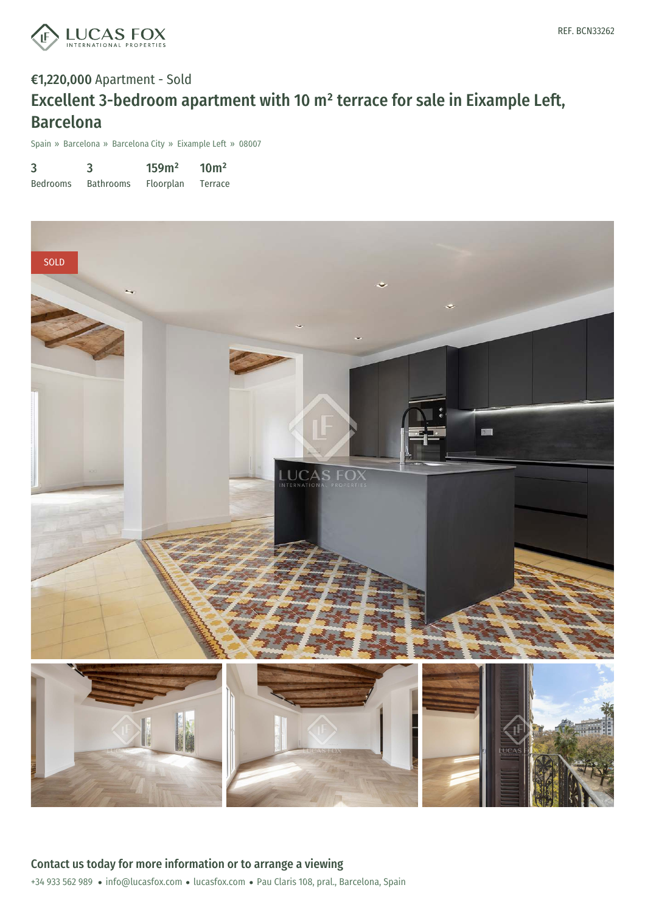LUCAS FOX
INTERNATIONAL PROPERTIES

REF. BCN33262

€1,220,000 Apartment - Sold

# Excellent 3-bedroom apartment with 10 m² terrace for sale in Eixample Left, Barcelona

Spain » Barcelona » Barcelona City » Eixample Left » 08007

| 3 | 3 | 159m² | 10m² |
|---|---|---|---|
| Bedrooms | Bathrooms | Floorplan | Terrace |

SOLD

## Contact us today for more information or to arrange a viewing

+34 933 562 989 • info@lucasfox.com • lucasfox.com • Pau Claris 108, pral., Barcelona, Spain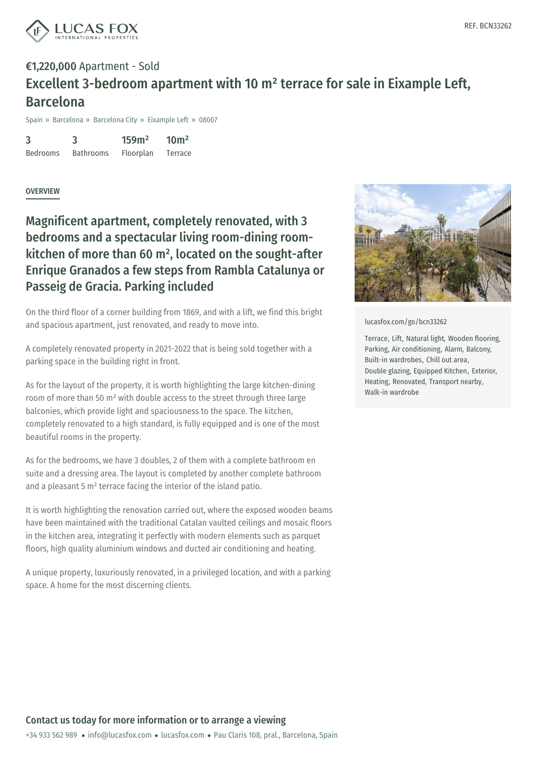REF. BCN33262

**€1,220,000** Apartment - Sold

# Excellent 3-bedroom apartment with 10 m² terrace for sale in Eixample Left, Barcelona

Spain » Barcelona » Barcelona City » Eixample Left » 08007

| 3 | 3 | 159m² | 10m² |
|---|---|---|---|
| Bedrooms | Bathrooms | Floorplan | Terrace |

## OVERVIEW

## Magnificent apartment, completely renovated, with 3 bedrooms and a spectacular living room-dining room-kitchen of more than 60 m², located on the sought-after Enrique Granados a few steps from Rambla Catalunya or Passeig de Gracia. Parking included

On the third floor of a corner building from 1869, and with a lift, we find this bright and spacious apartment, just renovated, and ready to move into.

A completely renovated property in 2021-2022 that is being sold together with a parking space in the building right in front.

As for the layout of the property, it is worth highlighting the large kitchen-dining room of more than 50 m² with double access to the street through three large balconies, which provide light and spaciousness to the space. The kitchen, completely renovated to a high standard, is fully equipped and is one of the most beautiful rooms in the property.

As for the bedrooms, we have 3 doubles, 2 of them with a complete bathroom en suite and a dressing area. The layout is completed by another complete bathroom and a pleasant 5 m² terrace facing the interior of the island patio.

It is worth highlighting the renovation carried out, where the exposed wooden beams have been maintained with the traditional Catalan vaulted ceilings and mosaic floors in the kitchen area, integrating it perfectly with modern elements such as parquet floors, high quality aluminium windows and ducted air conditioning and heating.

A unique property, luxuriously renovated, in a privileged location, and with a parking space. A home for the most discerning clients.

lucasfox.com/go/bcn33262

Terrace, Lift, Natural light, Wooden flooring, Parking, Air conditioning, Alarm, Balcony, Built-in wardrobes, Chill out area, Double glazing, Equipped Kitchen, Exterior, Heating, Renovated, Transport nearby, Walk-in wardrobe

**Contact us today for more information or to arrange a viewing**

+34 933 562 989 • info@lucasfox.com • lucasfox.com • Pau Claris 108, pral., Barcelona, Spain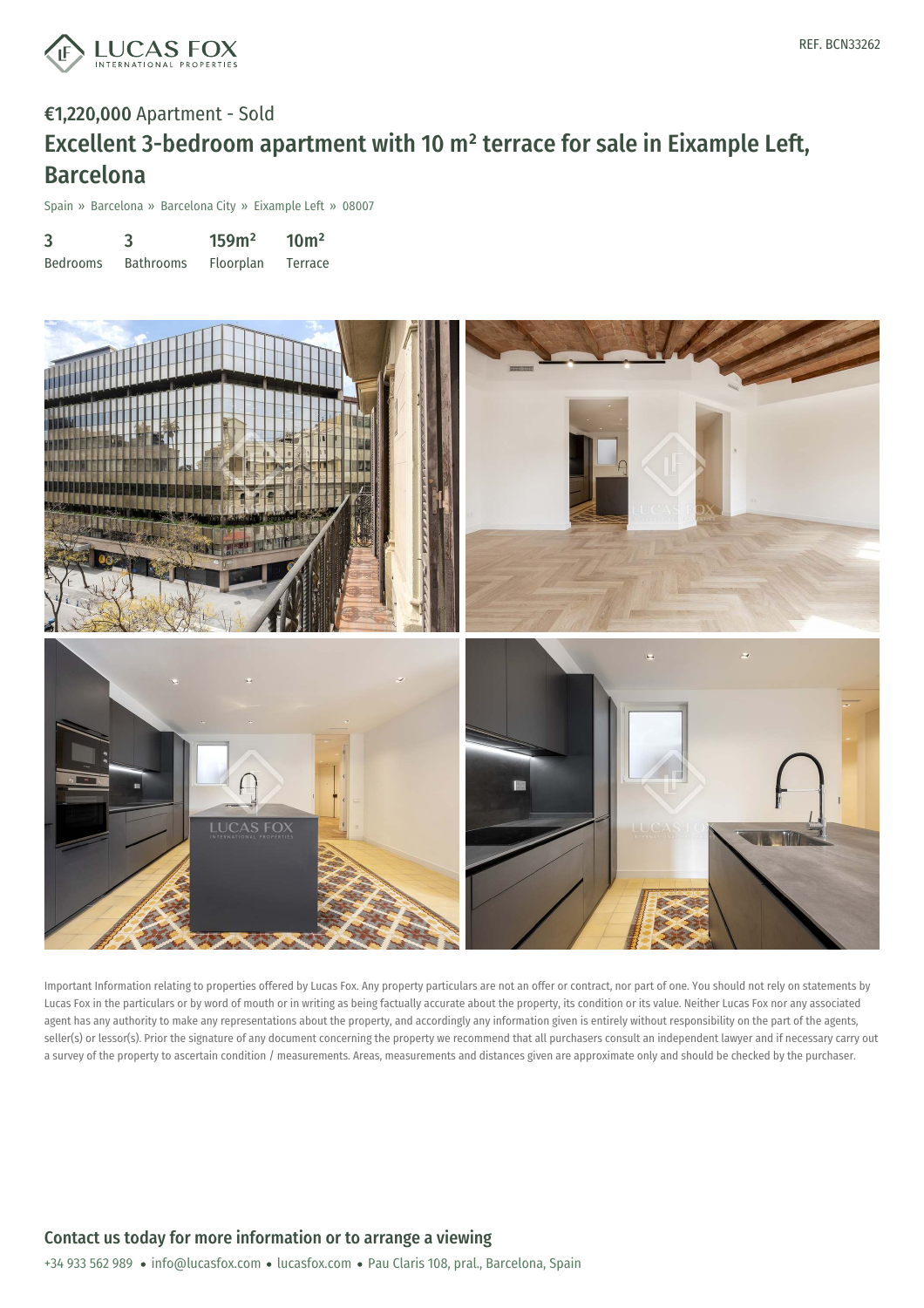REF. BCN33262

€1,220,000 Apartment - Sold

# Excellent 3-bedroom apartment with 10 m² terrace for sale in Eixample Left, Barcelona

Spain » Barcelona » Barcelona City » Eixample Left » 08007

| 3 | 3 | 159m² | 10m² |
| --- | --- | --- | --- |
| Bedrooms | Bathrooms | Floorplan | Terrace |

Important Information relating to properties offered by Lucas Fox. Any property particulars are not an offer or contract, nor part of one. You should not rely on statements by Lucas Fox in the particulars or by word of mouth or in writing as being factually accurate about the property, its condition or its value. Neither Lucas Fox nor any associated agent has any authority to make any representations about the property, and accordingly any information given is entirely without responsibility on the part of the agents, seller(s) or lessor(s). Prior the signature of any document concerning the property we recommend that all purchasers consult an independent lawyer and if necessary carry out a survey of the property to ascertain condition / measurements. Areas, measurements and distances given are approximate only and should be checked by the purchaser.

## Contact us today for more information or to arrange a viewing

+34 933 562 989 • info@lucasfox.com • lucasfox.com • Pau Claris 108, pral., Barcelona, Spain